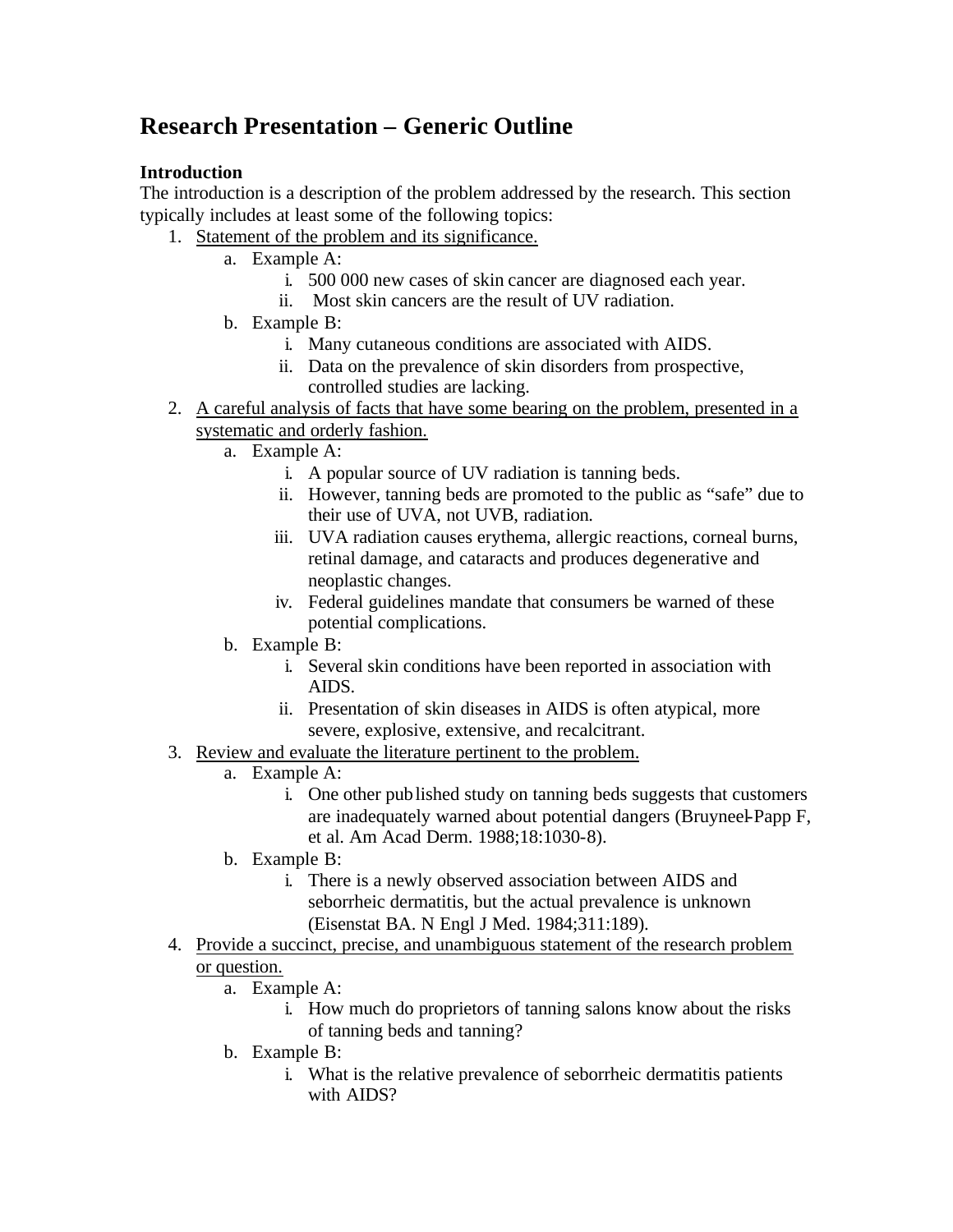# Research Presentation – Generic Outline

**Introduction**

The introduction is a description of the problem addressed by the research. This section typically includes at least some of the following topics:

1. Statement of the problem and its significance.
   a. Example A:
      i. 500 000 new cases of skin cancer are diagnosed each year.
      ii. Most skin cancers are the result of UV radiation.
   b. Example B:
      i. Many cutaneous conditions are associated with AIDS.
      ii. Data on the prevalence of skin disorders from prospective, controlled studies are lacking.
2. A careful analysis of facts that have some bearing on the problem, presented in a systematic and orderly fashion.
   a. Example A:
      i. A popular source of UV radiation is tanning beds.
      ii. However, tanning beds are promoted to the public as "safe" due to their use of UVA, not UVB, radiation.
      iii. UVA radiation causes erythema, allergic reactions, corneal burns, retinal damage, and cataracts and produces degenerative and neoplastic changes.
      iv. Federal guidelines mandate that consumers be warned of these potential complications.
   b. Example B:
      i. Several skin conditions have been reported in association with AIDS.
      ii. Presentation of skin diseases in AIDS is often atypical, more severe, explosive, extensive, and recalcitrant.
3. Review and evaluate the literature pertinent to the problem.
   a. Example A:
      i. One other published study on tanning beds suggests that customers are inadequately warned about potential dangers (Bruyneel-Papp F, et al. Am Acad Derm. 1988;18:1030-8).
   b. Example B:
      i. There is a newly observed association between AIDS and seborrheic dermatitis, but the actual prevalence is unknown (Eisenstat BA. N Engl J Med. 1984;311:189).
4. Provide a succinct, precise, and unambiguous statement of the research problem or question.
   a. Example A:
      i. How much do proprietors of tanning salons know about the risks of tanning beds and tanning?
   b. Example B:
      i. What is the relative prevalence of seborrheic dermatitis patients with AIDS?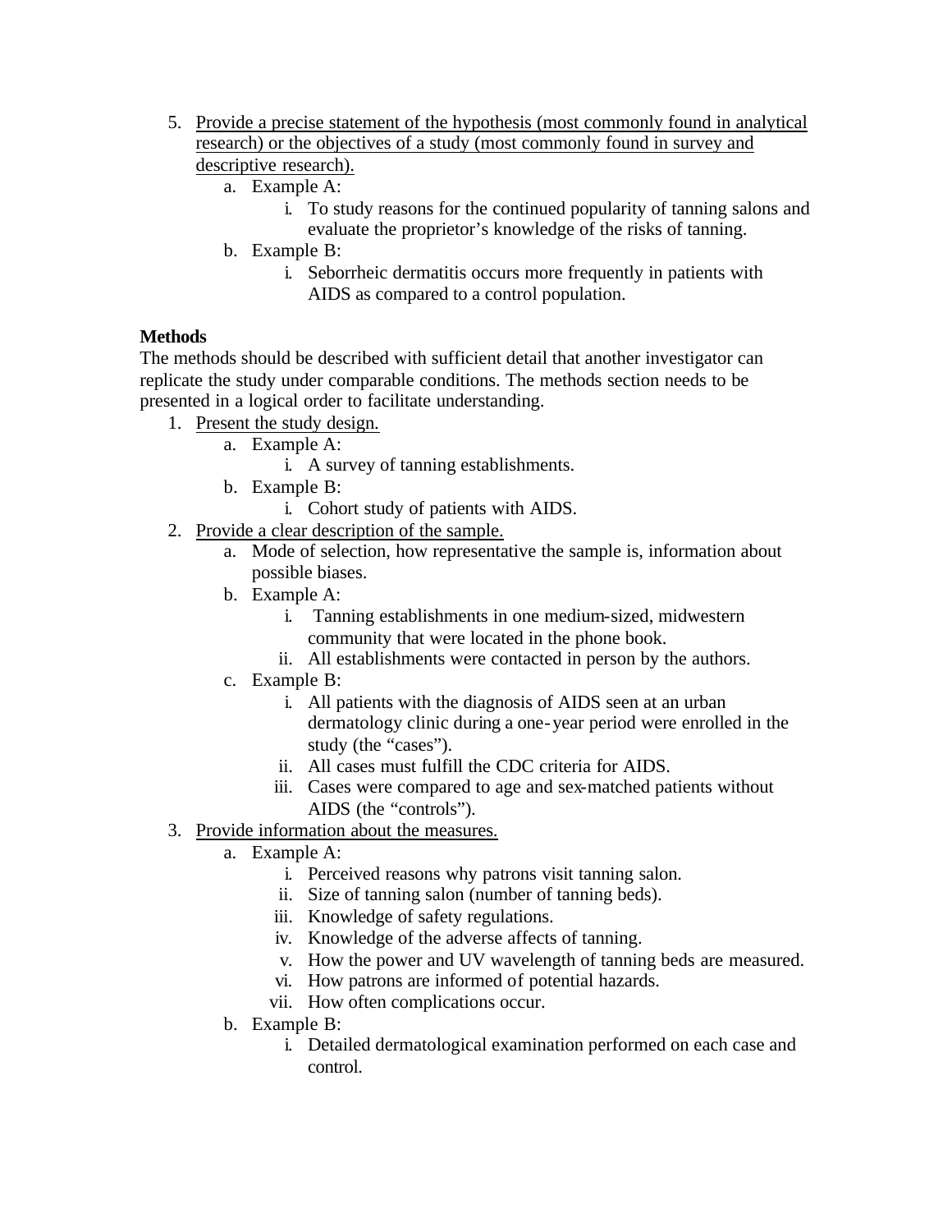5. Provide a precise statement of the hypothesis (most commonly found in analytical research) or the objectives of a study (most commonly found in survey and descriptive research).
    a. Example A:
        i. To study reasons for the continued popularity of tanning salons and evaluate the proprietor's knowledge of the risks of tanning.
    b. Example B:
        i. Seborrheic dermatitis occurs more frequently in patients with AIDS as compared to a control population.

**Methods**

The methods should be described with sufficient detail that another investigator can replicate the study under comparable conditions. The methods section needs to be presented in a logical order to facilitate understanding.

1. Present the study design.
    a. Example A:
        i. A survey of tanning establishments.
    b. Example B:
        i. Cohort study of patients with AIDS.
2. Provide a clear description of the sample.
    a. Mode of selection, how representative the sample is, information about possible biases.
    b. Example A:
        i. Tanning establishments in one medium-sized, midwestern community that were located in the phone book.
        ii. All establishments were contacted in person by the authors.
    c. Example B:
        i. All patients with the diagnosis of AIDS seen at an urban dermatology clinic during a one-year period were enrolled in the study (the "cases").
        ii. All cases must fulfill the CDC criteria for AIDS.
        iii. Cases were compared to age and sex-matched patients without AIDS (the "controls").
3. Provide information about the measures.
    a. Example A:
        i. Perceived reasons why patrons visit tanning salon.
        ii. Size of tanning salon (number of tanning beds).
        iii. Knowledge of safety regulations.
        iv. Knowledge of the adverse affects of tanning.
        v. How the power and UV wavelength of tanning beds are measured.
        vi. How patrons are informed of potential hazards.
        vii. How often complications occur.
    b. Example B:
        i. Detailed dermatological examination performed on each case and control.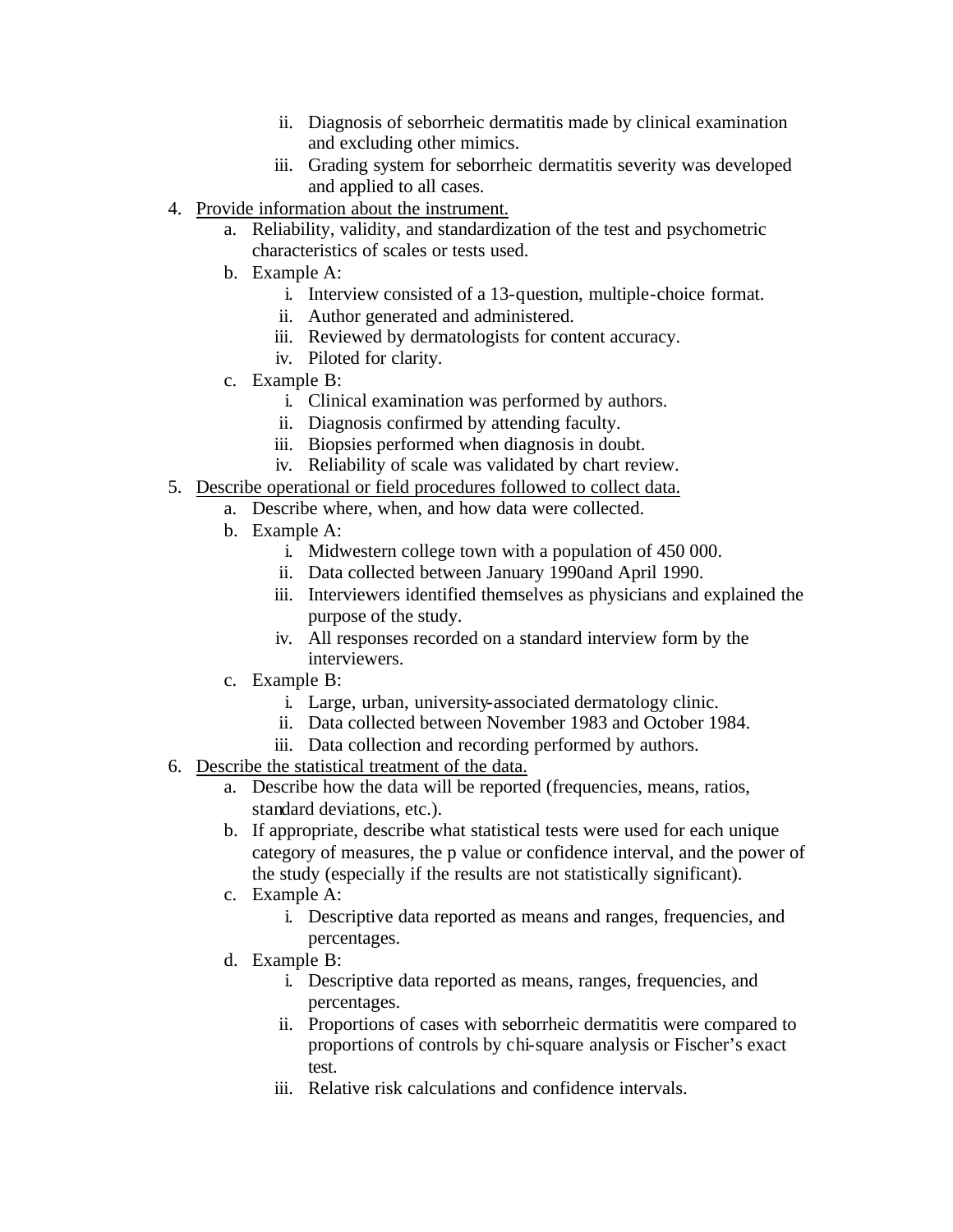ii. Diagnosis of seborrheic dermatitis made by clinical examination and excluding other mimics.
   iii. Grading system for seborrheic dermatitis severity was developed and applied to all cases.

4. <u>Provide information about the instrument.</u>
   a. Reliability, validity, and standardization of the test and psychometric characteristics of scales or tests used.
   b. Example A:
      i. Interview consisted of a 13-question, multiple-choice format.
      ii. Author generated and administered.
      iii. Reviewed by dermatologists for content accuracy.
      iv. Piloted for clarity.
   c. Example B:
      i. Clinical examination was performed by authors.
      ii. Diagnosis confirmed by attending faculty.
      iii. Biopsies performed when diagnosis in doubt.
      iv. Reliability of scale was validated by chart review.
5. <u>Describe operational or field procedures followed to collect data.</u>
   a. Describe where, when, and how data were collected.
   b. Example A:
      i. Midwestern college town with a population of 450 000.
      ii. Data collected between January 1990and April 1990.
      iii. Interviewers identified themselves as physicians and explained the purpose of the study.
      iv. All responses recorded on a standard interview form by the interviewers.
   c. Example B:
      i. Large, urban, university-associated dermatology clinic.
      ii. Data collected between November 1983 and October 1984.
      iii. Data collection and recording performed by authors.
6. <u>Describe the statistical treatment of the data.</u>
   a. Describe how the data will be reported (frequencies, means, ratios, standard deviations, etc.).
   b. If appropriate, describe what statistical tests were used for each unique category of measures, the p value or confidence interval, and the power of the study (especially if the results are not statistically significant).
   c. Example A:
      i. Descriptive data reported as means and ranges, frequencies, and percentages.
   d. Example B:
      i. Descriptive data reported as means, ranges, frequencies, and percentages.
      ii. Proportions of cases with seborrheic dermatitis were compared to proportions of controls by chi-square analysis or Fischer's exact test.
      iii. Relative risk calculations and confidence intervals.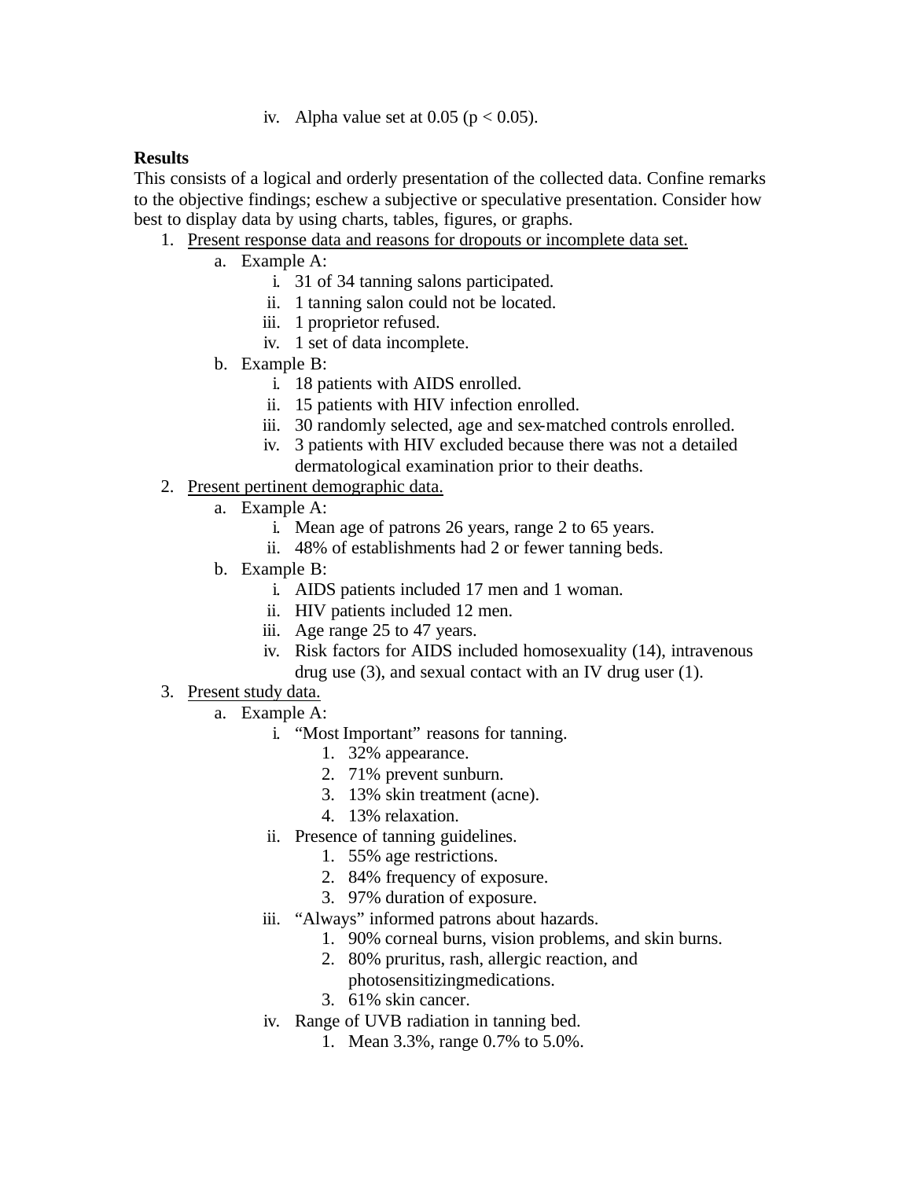iv. Alpha value set at 0.05 ($p < 0.05$).

**Results**

This consists of a logical and orderly presentation of the collected data. Confine remarks to the objective findings; eschew a subjective or speculative presentation. Consider how best to display data by using charts, tables, figures, or graphs.

1. <u>Present response data and reasons for dropouts or incomplete data set.</u>
    a. Example A:
        i. 31 of 34 tanning salons participated.
        ii. 1 tanning salon could not be located.
        iii. 1 proprietor refused.
        iv. 1 set of data incomplete.
    b. Example B:
        i. 18 patients with AIDS enrolled.
        ii. 15 patients with HIV infection enrolled.
        iii. 30 randomly selected, age and sex-matched controls enrolled.
        iv. 3 patients with HIV excluded because there was not a detailed dermatological examination prior to their deaths.
2. <u>Present pertinent demographic data.</u>
    a. Example A:
        i. Mean age of patrons 26 years, range 2 to 65 years.
        ii. 48% of establishments had 2 or fewer tanning beds.
    b. Example B:
        i. AIDS patients included 17 men and 1 woman.
        ii. HIV patients included 12 men.
        iii. Age range 25 to 47 years.
        iv. Risk factors for AIDS included homosexuality (14), intravenous drug use (3), and sexual contact with an IV drug user (1).
3. <u>Present study data.</u>
    a. Example A:
        i. "Most Important" reasons for tanning.
            1. 32% appearance.
            2. 71% prevent sunburn.
            3. 13% skin treatment (acne).
            4. 13% relaxation.
        ii. Presence of tanning guidelines.
            1. 55% age restrictions.
            2. 84% frequency of exposure.
            3. 97% duration of exposure.
        iii. "Always" informed patrons about hazards.
            1. 90% corneal burns, vision problems, and skin burns.
            2. 80% pruritus, rash, allergic reaction, and photosensitizingmedications.
            3. 61% skin cancer.
        iv. Range of UVB radiation in tanning bed.
            1. Mean 3.3%, range 0.7% to 5.0%.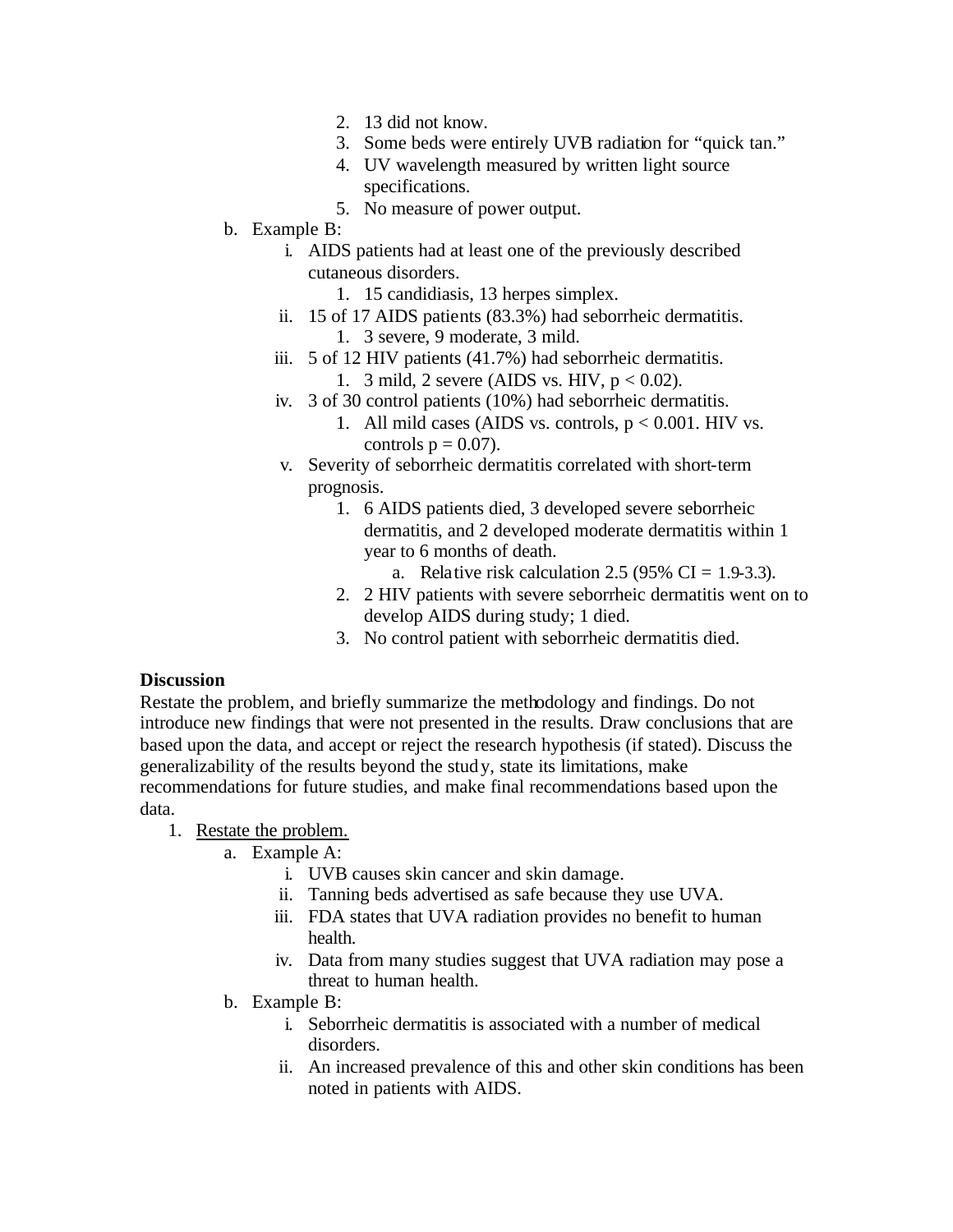2. 13 did not know.
        3. Some beds were entirely UVB radiation for "quick tan."
        4. UV wavelength measured by written light source specifications.
        5. No measure of power output.
   - b. Example B:
     - i. AIDS patients had at least one of the previously described cutaneous disorders.
        1. 15 candidiasis, 13 herpes simplex.
     - ii. 15 of 17 AIDS patients (83.3%) had seborrheic dermatitis.
        1. 3 severe, 9 moderate, 3 mild.
     - iii. 5 of 12 HIV patients (41.7%) had seborrheic dermatitis.
        1. 3 mild, 2 severe (AIDS vs. HIV, $p < 0.02$).
     - iv. 3 of 30 control patients (10%) had seborrheic dermatitis.
        1. All mild cases (AIDS vs. controls, $p < 0.001$. HIV vs. controls $p = 0.07$).
     - v. Severity of seborrheic dermatitis correlated with short-term prognosis.
        1. 6 AIDS patients died, 3 developed severe seborrheic dermatitis, and 2 developed moderate dermatitis within 1 year to 6 months of death.
           - a. Relative risk calculation 2.5 (95% CI = 1.9-3.3).
        2. 2 HIV patients with severe seborrheic dermatitis went on to develop AIDS during study; 1 died.
        3. No control patient with seborrheic dermatitis died.

**Discussion**

Restate the problem, and briefly summarize the methodology and findings. Do not introduce new findings that were not presented in the results. Draw conclusions that are based upon the data, and accept or reject the research hypothesis (if stated). Discuss the generalizability of the results beyond the study, state its limitations, make recommendations for future studies, and make final recommendations based upon the data.

1. <u>Restate the problem.</u>
   - a. Example A:
     - i. UVB causes skin cancer and skin damage.
     - ii. Tanning beds advertised as safe because they use UVA.
     - iii. FDA states that UVA radiation provides no benefit to human health.
     - iv. Data from many studies suggest that UVA radiation may pose a threat to human health.
   - b. Example B:
     - i. Seborrheic dermatitis is associated with a number of medical disorders.
     - ii. An increased prevalence of this and other skin conditions has been noted in patients with AIDS.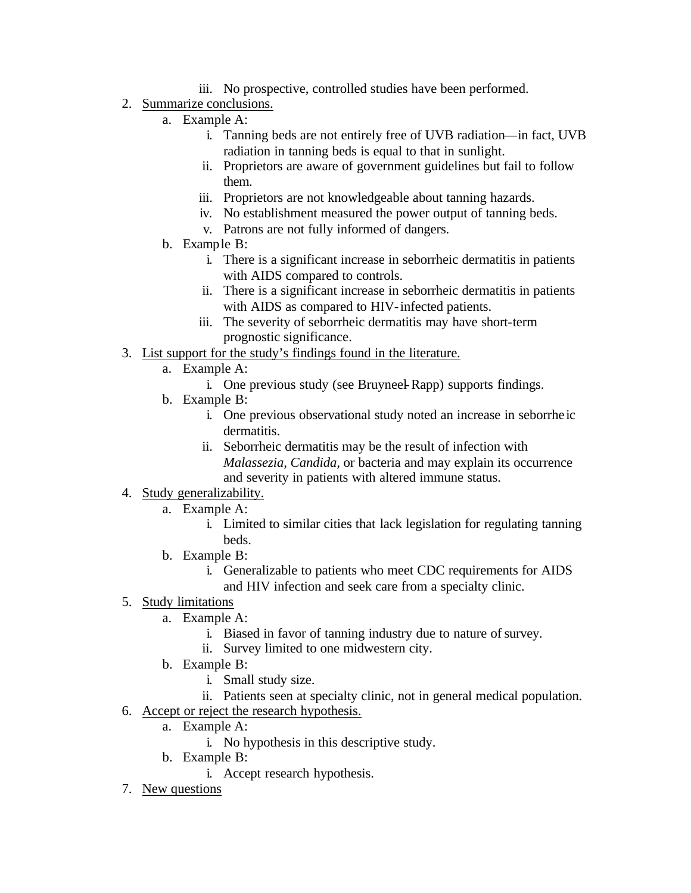iii. No prospective, controlled studies have been performed.

2. <u>Summarize conclusions.</u>
   a. Example A:
      i. Tanning beds are not entirely free of UVB radiation—in fact, UVB radiation in tanning beds is equal to that in sunlight.
      ii. Proprietors are aware of government guidelines but fail to follow them.
      iii. Proprietors are not knowledgeable about tanning hazards.
      iv. No establishment measured the power output of tanning beds.
      v. Patrons are not fully informed of dangers.
   b. Example B:
      i. There is a significant increase in seborrheic dermatitis in patients with AIDS compared to controls.
      ii. There is a significant increase in seborrheic dermatitis in patients with AIDS as compared to HIV-infected patients.
      iii. The severity of seborrheic dermatitis may have short-term prognostic significance.
3. <u>List support for the study's findings found in the literature.</u>
   a. Example A:
      i. One previous study (see Bruyneel-Rapp) supports findings.
   b. Example B:
      i. One previous observational study noted an increase in seborrheic dermatitis.
      ii. Seborrheic dermatitis may be the result of infection with *Malassezia*, *Candida*, or bacteria and may explain its occurrence and severity in patients with altered immune status.
4. <u>Study generalizability.</u>
   a. Example A:
      i. Limited to similar cities that lack legislation for regulating tanning beds.
   b. Example B:
      i. Generalizable to patients who meet CDC requirements for AIDS and HIV infection and seek care from a specialty clinic.
5. <u>Study limitations</u>
   a. Example A:
      i. Biased in favor of tanning industry due to nature of survey.
      ii. Survey limited to one midwestern city.
   b. Example B:
      i. Small study size.
      ii. Patients seen at specialty clinic, not in general medical population.
6. <u>Accept or reject the research hypothesis.</u>
   a. Example A:
      i. No hypothesis in this descriptive study.
   b. Example B:
      i. Accept research hypothesis.
7. <u>New questions</u>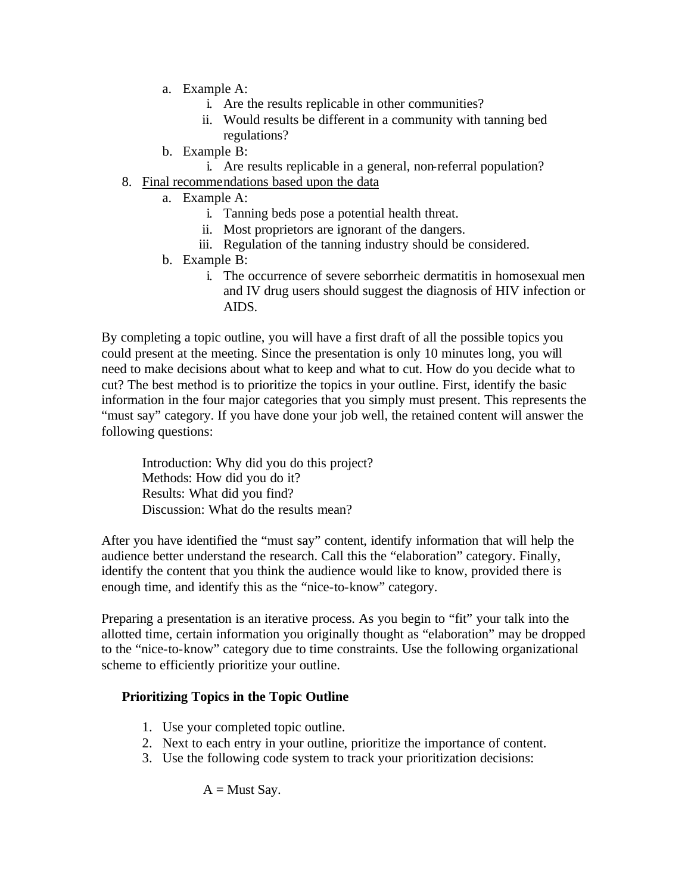a. Example A:
      i. Are the results replicable in other communities?
      ii. Would results be different in a community with tanning bed regulations?
   b. Example B:
      i. Are results replicable in a general, non-referral population?
8. Final recommendations based upon the data
   a. Example A:
      i. Tanning beds pose a potential health threat.
      ii. Most proprietors are ignorant of the dangers.
      iii. Regulation of the tanning industry should be considered.
   b. Example B:
      i. The occurrence of severe seborrheic dermatitis in homosexual men and IV drug users should suggest the diagnosis of HIV infection or AIDS.

By completing a topic outline, you will have a first draft of all the possible topics you could present at the meeting. Since the presentation is only 10 minutes long, you will need to make decisions about what to keep and what to cut. How do you decide what to cut? The best method is to prioritize the topics in your outline. First, identify the basic information in the four major categories that you simply must present. This represents the "must say" category. If you have done your job well, the retained content will answer the following questions:

> Introduction: Why did you do this project?
> Methods: How did you do it?
> Results: What did you find?
> Discussion: What do the results mean?

After you have identified the "must say" content, identify information that will help the audience better understand the research. Call this the "elaboration" category. Finally, identify the content that you think the audience would like to know, provided there is enough time, and identify this as the "nice-to-know" category.

Preparing a presentation is an iterative process. As you begin to "fit" your talk into the allotted time, certain information you originally thought as "elaboration" may be dropped to the "nice-to-know" category due to time constraints. Use the following organizational scheme to efficiently prioritize your outline.

**Prioritizing Topics in the Topic Outline**

1. Use your completed topic outline.
2. Next to each entry in your outline, prioritize the importance of content.
3. Use the following code system to track your prioritization decisions:

   A = Must Say.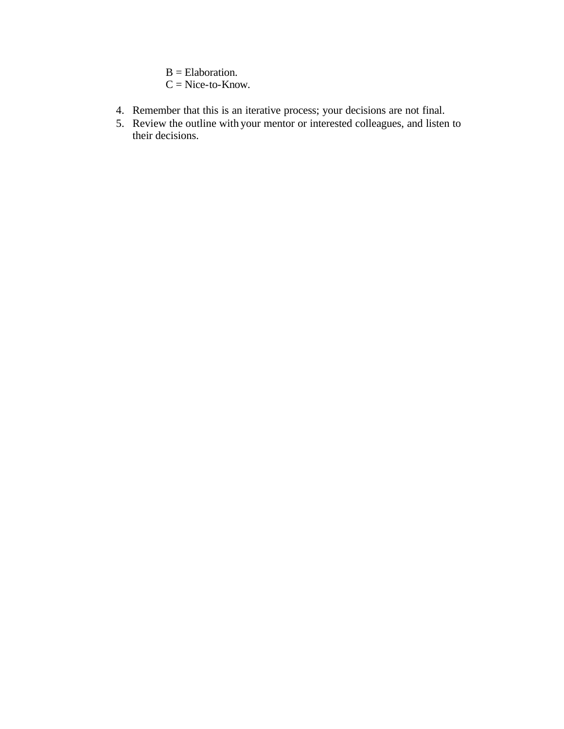B = Elaboration.
C = Nice-to-Know.

4. Remember that this is an iterative process; your decisions are not final.
5. Review the outline with your mentor or interested colleagues, and listen to their decisions.